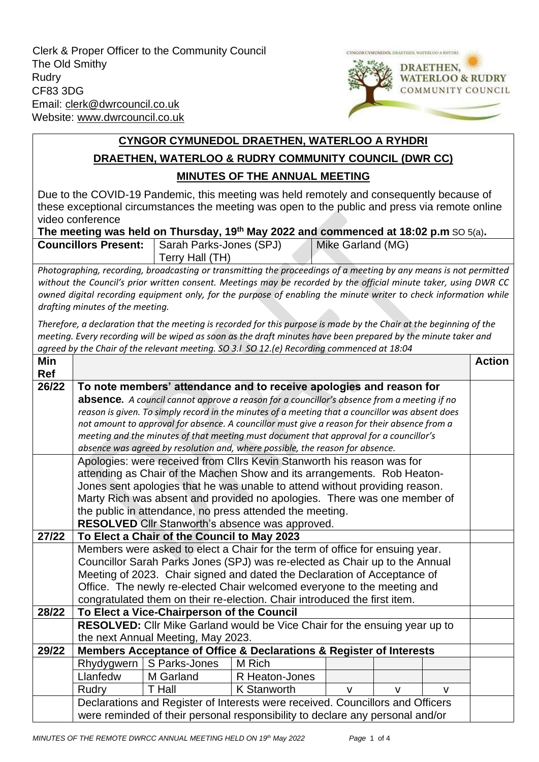Clerk & Proper Officer to the Community Council
The Old Smithy
Rudry
CF83 3DG
Email: clerk@dwrcouncil.co.uk
Website: www.dwrcouncil.co.uk

CYNGOR CYMUNEDOL DRAETHEN, WATERLOO A RHYDRI
DRAETHEN, WATERLOO & RUDRY COMMUNITY COUNCIL

# CYNGOR CYMUNEDOL DRAETHEN, WATERLOO A RYHDRI

## DRAETHEN, WATERLOO & RUDRY COMMUNITY COUNCIL (DWR CC)

## MINUTES OF THE ANNUAL MEETING

Due to the COVID-19 Pandemic, this meeting was held remotely and consequently because of these exceptional circumstances the meeting was open to the public and press via remote online video conference

**The meeting was held on Thursday, 19th May 2022 and commenced at 18:02 p.m** SO 5(a)**.**

| **Councillors Present:** | Sarah Parks-Jones (SPJ) Terry Hall (TH) | Mike Garland (MG) |
|---|---|---|

*Photographing, recording, broadcasting or transmitting the proceedings of a meeting by any means is not permitted without the Council's prior written consent. Meetings may be recorded by the official minute taker, using DWR CC owned digital recording equipment only, for the purpose of enabling the minute writer to check information while drafting minutes of the meeting.*

*Therefore, a declaration that the meeting is recorded for this purpose is made by the Chair at the beginning of the meeting. Every recording will be wiped as soon as the draft minutes have been prepared by the minute taker and agreed by the Chair of the relevant meeting. SO 3.l SO 12.(e) Recording commenced at 18:04*

| Min Ref | | Action |
|---|---|---|
| 26/22 | **To note members' attendance and to receive apologies and reason for absence.** *A council cannot approve a reason for a councillor's absence from a meeting if no reason is given. To simply record in the minutes of a meeting that a councillor was absent does not amount to approval for absence. A councillor must give a reason for their absence from a meeting and the minutes of that meeting must document that approval for a councillor's absence was agreed by resolution and, where possible, the reason for absence.* | |
| | Apologies: were received from Cllrs Kevin Stanworth his reason was for attending as Chair of the Machen Show and its arrangements. Rob Heaton-Jones sent apologies that he was unable to attend without providing reason. Marty Rich was absent and provided no apologies. There was one member of the public in attendance, no press attended the meeting. **RESOLVED** Cllr Stanworth's absence was approved. | |
| 27/22 | **To Elect a Chair of the Council to May 2023** | |
| | Members were asked to elect a Chair for the term of office for ensuing year. Councillor Sarah Parks Jones (SPJ) was re-elected as Chair up to the Annual Meeting of 2023. Chair signed and dated the Declaration of Acceptance of Office. The newly re-elected Chair welcomed everyone to the meeting and congratulated them on their re-election. Chair introduced the first item. | |
| 28/22 | **To Elect a Vice-Chairperson of the Council** | |
| | **RESOLVED:** Cllr Mike Garland would be Vice Chair for the ensuing year up to the next Annual Meeting, May 2023. | |
| 29/22 | **Members Acceptance of Office & Declarations & Register of Interests** | |

| Ward | Councillor | Councillor | | | |
|---|---|---|---|---|---|
| Rhydygwern | S Parks-Jones | M Rich | | | |
| Llanfedw | M Garland | R Heaton-Jones | | | |
| Rudry | T Hall | K Stanworth | v | v | v |

Declarations and Register of Interests were received. Councillors and Officers were reminded of their personal responsibility to declare any personal and/or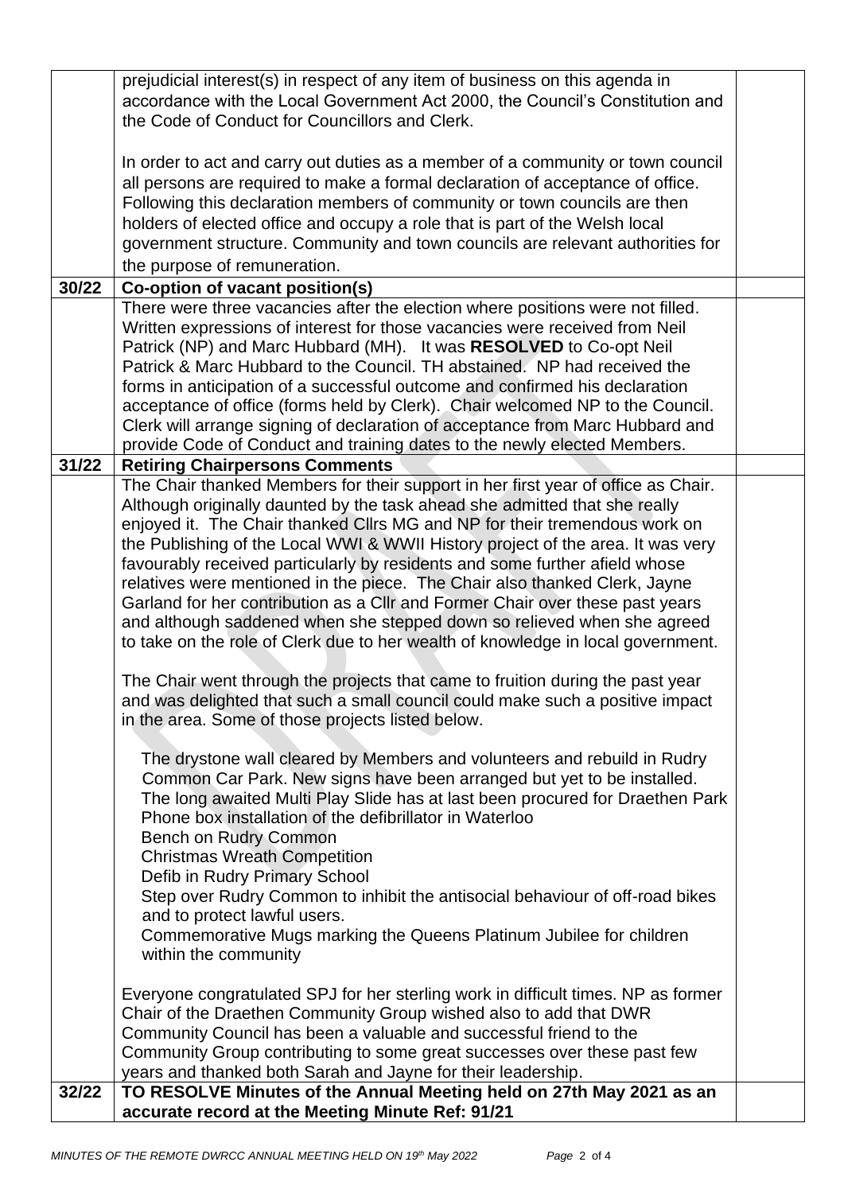| | | |
|---|---|---|
| | prejudicial interest(s) in respect of any item of business on this agenda in accordance with the Local Government Act 2000, the Council's Constitution and the Code of Conduct for Councillors and Clerk.<br><br>In order to act and carry out duties as a member of a community or town council all persons are required to make a formal declaration of acceptance of office. Following this declaration members of community or town councils are then holders of elected office and occupy a role that is part of the Welsh local government structure. Community and town councils are relevant authorities for the purpose of remuneration. | |
| **30/22** | **Co-option of vacant position(s)** | |
| | There were three vacancies after the election where positions were not filled. Written expressions of interest for those vacancies were received from Neil Patrick (NP) and Marc Hubbard (MH). It was **RESOLVED** to Co-opt Neil Patrick & Marc Hubbard to the Council. TH abstained. NP had received the forms in anticipation of a successful outcome and confirmed his declaration acceptance of office (forms held by Clerk). Chair welcomed NP to the Council. Clerk will arrange signing of declaration of acceptance from Marc Hubbard and provide Code of Conduct and training dates to the newly elected Members. | |
| **31/22** | **Retiring Chairpersons Comments** | |
| | The Chair thanked Members for their support in her first year of office as Chair. Although originally daunted by the task ahead she admitted that she really enjoyed it. The Chair thanked Cllrs MG and NP for their tremendous work on the Publishing of the Local WWI & WWII History project of the area. It was very favourably received particularly by residents and some further afield whose relatives were mentioned in the piece. The Chair also thanked Clerk, Jayne Garland for her contribution as a Cllr and Former Chair over these past years and although saddened when she stepped down so relieved when she agreed to take on the role of Clerk due to her wealth of knowledge in local government.<br><br>The Chair went through the projects that came to fruition during the past year and was delighted that such a small council could make such a positive impact in the area. Some of those projects listed below.<br><br>The drystone wall cleared by Members and volunteers and rebuild in Rudry Common Car Park. New signs have been arranged but yet to be installed.<br>The long awaited Multi Play Slide has at last been procured for Draethen Park<br>Phone box installation of the defibrillator in Waterloo<br>Bench on Rudry Common<br>Christmas Wreath Competition<br>Defib in Rudry Primary School<br>Step over Rudry Common to inhibit the antisocial behaviour of off-road bikes and to protect lawful users.<br>Commemorative Mugs marking the Queens Platinum Jubilee for children within the community<br><br>Everyone congratulated SPJ for her sterling work in difficult times. NP as former Chair of the Draethen Community Group wished also to add that DWR Community Council has been a valuable and successful friend to the Community Group contributing to some great successes over these past few years and thanked both Sarah and Jayne for their leadership. | |
| **32/22** | **TO RESOLVE Minutes of the Annual Meeting held on 27th May 2021 as an accurate record at the Meeting Minute Ref: 91/21** | |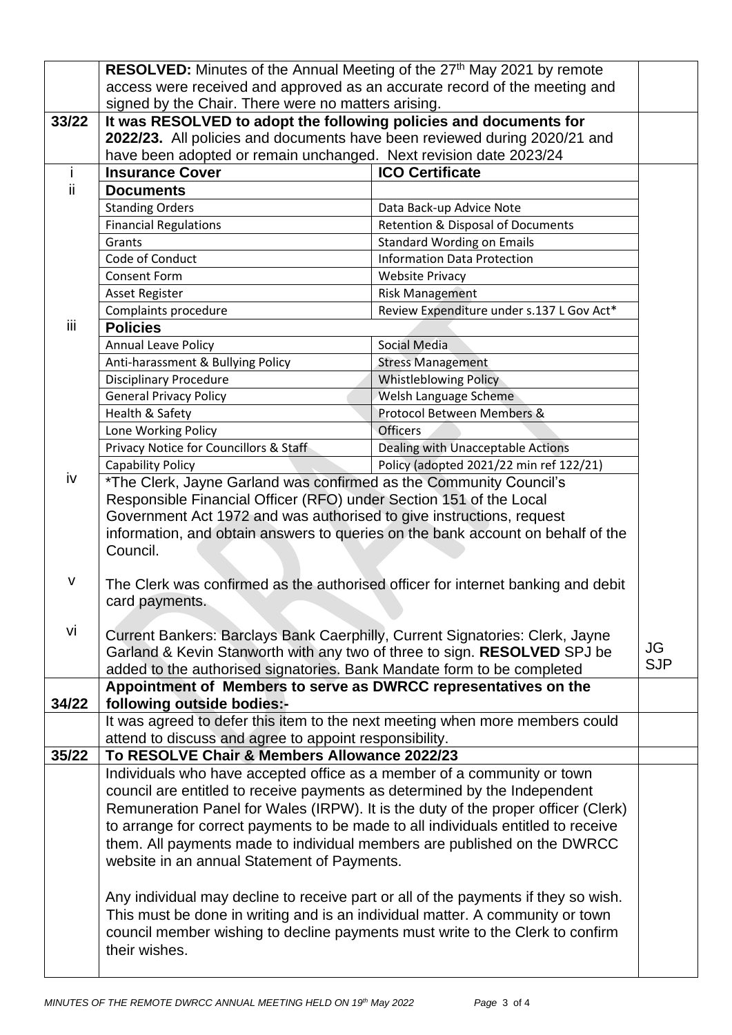| | | | |
|---|---|---|---|
| | **RESOLVED:** Minutes of the Annual Meeting of the 27th May 2021 by remote access were received and approved as an accurate record of the meeting and signed by the Chair. There were no matters arising. | | |
| **33/22** | **It was RESOLVED to adopt the following policies and documents for 2022/23.** All policies and documents have been reviewed during 2020/21 and have been adopted or remain unchanged. Next revision date 2023/24 | | |
| i | **Insurance Cover** | **ICO Certificate** | |
| ii | **Documents** | | |
| | Standing Orders | Data Back-up Advice Note | |
| | Financial Regulations | Retention & Disposal of Documents | |
| | Grants | Standard Wording on Emails | |
| | Code of Conduct | Information Data Protection | |
| | Consent Form | Website Privacy | |
| | Asset Register | Risk Management | |
| | Complaints procedure | Review Expenditure under s.137 L Gov Act* | |
| iii | **Policies** | | |
| | Annual Leave Policy | Social Media | |
| | Anti-harassment & Bullying Policy | Stress Management | |
| | Disciplinary Procedure | Whistleblowing Policy | |
| | General Privacy Policy | Welsh Language Scheme | |
| | Health & Safety | Protocol Between Members & | |
| | Lone Working Policy | Officers | |
| | Privacy Notice for Councillors & Staff | Dealing with Unacceptable Actions | |
| | Capability Policy | Policy (adopted 2021/22 min ref 122/21) | |
| iv | *The Clerk, Jayne Garland was confirmed as the Community Council's Responsible Financial Officer (RFO) under Section 151 of the Local Government Act 1972 and was authorised to give instructions, request information, and obtain answers to queries on the bank account on behalf of the Council. | | |
| v | The Clerk was confirmed as the authorised officer for internet banking and debit card payments. | | |
| vi | Current Bankers: Barclays Bank Caerphilly, Current Signatories: Clerk, Jayne Garland & Kevin Stanworth with any two of three to sign. **RESOLVED** SPJ be added to the authorised signatories. Bank Mandate form to be completed | | JG SJP |
| **34/22** | **Appointment of Members to serve as DWRCC representatives on the following outside bodies:-** | | |
| | It was agreed to defer this item to the next meeting when more members could attend to discuss and agree to appoint responsibility. | | |
| **35/22** | **To RESOLVE Chair & Members Allowance 2022/23** | | |
| | Individuals who have accepted office as a member of a community or town council are entitled to receive payments as determined by the Independent Remuneration Panel for Wales (IRPW). It is the duty of the proper officer (Clerk) to arrange for correct payments to be made to all individuals entitled to receive them. All payments made to individual members are published on the DWRCC website in an annual Statement of Payments.<br><br>Any individual may decline to receive part or all of the payments if they so wish. This must be done in writing and is an individual matter. A community or town council member wishing to decline payments must write to the Clerk to confirm their wishes. | | |

*MINUTES OF THE REMOTE DWRCC ANNUAL MEETING HELD ON 19th May 2022*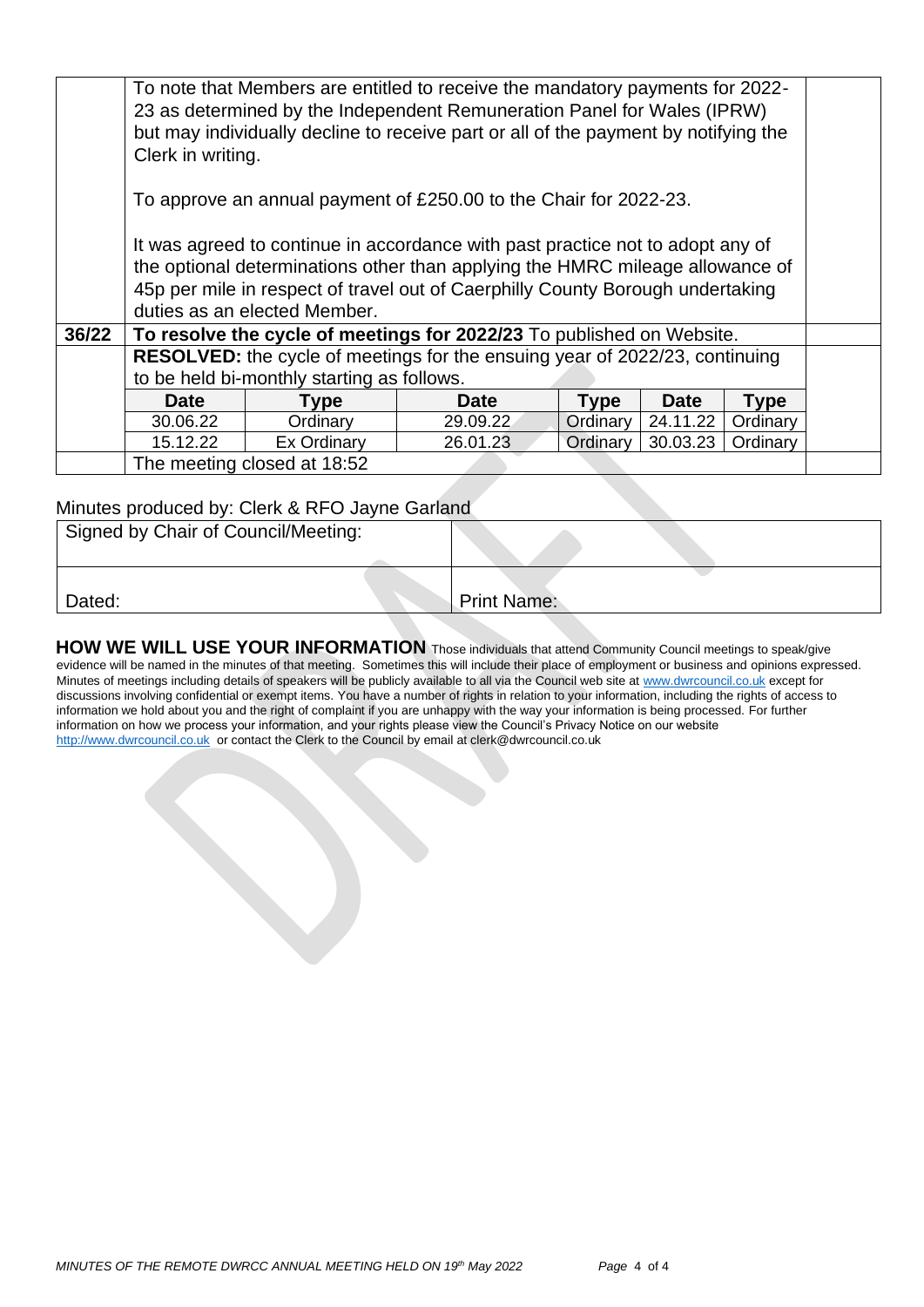| | | | | | | | |
|---|---|---|---|---|---|---|---|
| | To note that Members are entitled to receive the mandatory payments for 2022-23 as determined by the Independent Remuneration Panel for Wales (IPRW) but may individually decline to receive part or all of the payment by notifying the Clerk in writing.<br><br>To approve an annual payment of £250.00 to the Chair for 2022-23.<br><br>It was agreed to continue in accordance with past practice not to adopt any of the optional determinations other than applying the HMRC mileage allowance of 45p per mile in respect of travel out of Caerphilly County Borough undertaking duties as an elected Member. | | | | | | |
| **36/22** | **To resolve the cycle of meetings for 2022/23** To published on Website. | | | | | | |
| | **RESOLVED:** the cycle of meetings for the ensuing year of 2022/23, continuing to be held bi-monthly starting as follows. | | | | | | |
| | **Date** | **Type** | **Date** | **Type** | **Date** | **Type** | |
| | 30.06.22 | Ordinary | 29.09.22 | Ordinary | 24.11.22 | Ordinary | |
| | 15.12.22 | Ex Ordinary | 26.01.23 | Ordinary | 30.03.23 | Ordinary | |
| | The meeting closed at 18:52 | | | | | | |

Minutes produced by: Clerk & RFO Jayne Garland

| | |
|---|---|
| Signed by Chair of Council/Meeting: | |
| Dated: | Print Name: |

**HOW WE WILL USE YOUR INFORMATION** Those individuals that attend Community Council meetings to speak/give evidence will be named in the minutes of that meeting. Sometimes this will include their place of employment or business and opinions expressed. Minutes of meetings including details of speakers will be publicly available to all via the Council web site at www.dwrcouncil.co.uk except for discussions involving confidential or exempt items. You have a number of rights in relation to your information, including the rights of access to information we hold about you and the right of complaint if you are unhappy with the way your information is being processed. For further information on how we process your information, and your rights please view the Council's Privacy Notice on our website http://www.dwrcouncil.co.uk or contact the Clerk to the Council by email at clerk@dwrcouncil.co.uk